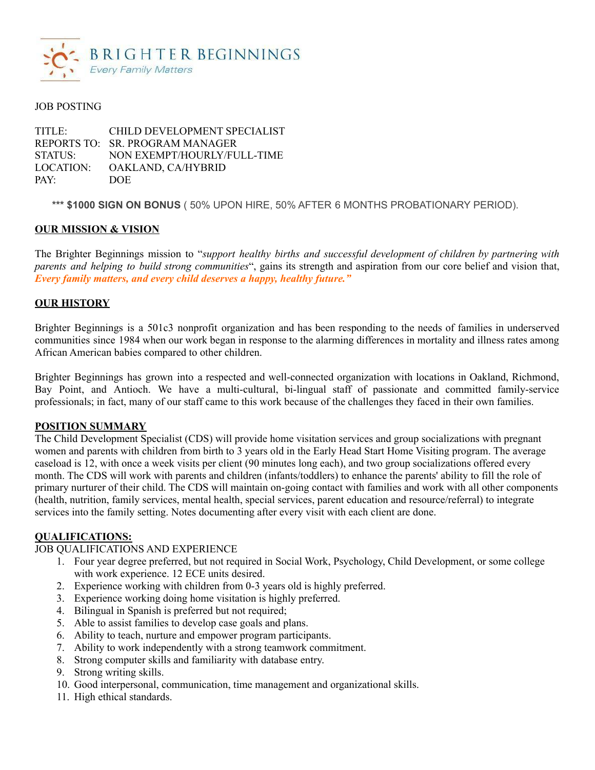BRIGHTER BEGINNINGS

*Every Family Matters*

JOB POSTING

TITLE: CHILD DEVELOPMENT SPECIALIST
REPORTS TO: SR. PROGRAM MANAGER
STATUS: NON EXEMPT/HOURLY/FULL-TIME
LOCATION: OAKLAND, CA/HYBRID
PAY: DOE

*** **$1000 SIGN ON BONUS** ( 50% UPON HIRE, 50% AFTER 6 MONTHS PROBATIONARY PERIOD).

## OUR MISSION & VISION

The Brighter Beginnings mission to "*support healthy births and successful development of children by partnering with parents and helping to build strong communities*", gains its strength and aspiration from our core belief and vision that, ***Every family matters, and every child deserves a happy, healthy future."***

## OUR HISTORY

Brighter Beginnings is a 501c3 nonprofit organization and has been responding to the needs of families in underserved communities since 1984 when our work began in response to the alarming differences in mortality and illness rates among African American babies compared to other children.

Brighter Beginnings has grown into a respected and well-connected organization with locations in Oakland, Richmond, Bay Point, and Antioch. We have a multi-cultural, bi-lingual staff of passionate and committed family-service professionals; in fact, many of our staff came to this work because of the challenges they faced in their own families.

## POSITION SUMMARY

The Child Development Specialist (CDS) will provide home visitation services and group socializations with pregnant women and parents with children from birth to 3 years old in the Early Head Start Home Visiting program. The average caseload is 12, with once a week visits per client (90 minutes long each), and two group socializations offered every month. The CDS will work with parents and children (infants/toddlers) to enhance the parents' ability to fill the role of primary nurturer of their child. The CDS will maintain on-going contact with families and work with all other components (health, nutrition, family services, mental health, special services, parent education and resource/referral) to integrate services into the family setting. Notes documenting after every visit with each client are done.

## QUALIFICATIONS:

JOB QUALIFICATIONS AND EXPERIENCE

1. Four year degree preferred, but not required in Social Work, Psychology, Child Development, or some college with work experience. 12 ECE units desired.
2. Experience working with children from 0-3 years old is highly preferred.
3. Experience working doing home visitation is highly preferred.
4. Bilingual in Spanish is preferred but not required;
5. Able to assist families to develop case goals and plans.
6. Ability to teach, nurture and empower program participants.
7. Ability to work independently with a strong teamwork commitment.
8. Strong computer skills and familiarity with database entry.
9. Strong writing skills.
10. Good interpersonal, communication, time management and organizational skills.
11. High ethical standards.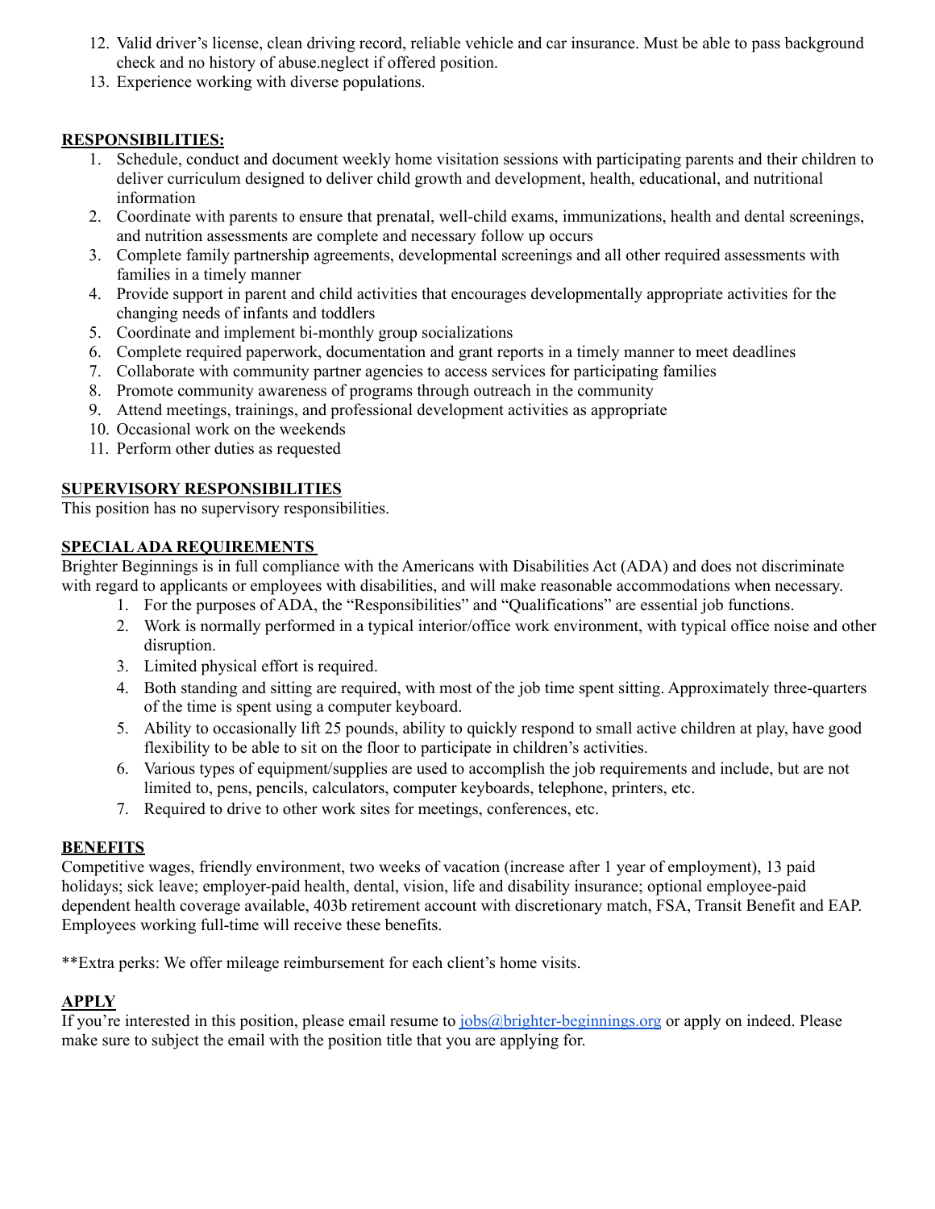12. Valid driver's license, clean driving record, reliable vehicle and car insurance. Must be able to pass background check and no history of abuse.neglect if offered position.
13. Experience working with diverse populations.

## RESPONSIBILITIES:

1. Schedule, conduct and document weekly home visitation sessions with participating parents and their children to deliver curriculum designed to deliver child growth and development, health, educational, and nutritional information
2. Coordinate with parents to ensure that prenatal, well-child exams, immunizations, health and dental screenings, and nutrition assessments are complete and necessary follow up occurs
3. Complete family partnership agreements, developmental screenings and all other required assessments with families in a timely manner
4. Provide support in parent and child activities that encourages developmentally appropriate activities for the changing needs of infants and toddlers
5. Coordinate and implement bi-monthly group socializations
6. Complete required paperwork, documentation and grant reports in a timely manner to meet deadlines
7. Collaborate with community partner agencies to access services for participating families
8. Promote community awareness of programs through outreach in the community
9. Attend meetings, trainings, and professional development activities as appropriate
10. Occasional work on the weekends
11. Perform other duties as requested

## SUPERVISORY RESPONSIBILITIES

This position has no supervisory responsibilities.

## SPECIAL ADA REQUIREMENTS

Brighter Beginnings is in full compliance with the Americans with Disabilities Act (ADA) and does not discriminate with regard to applicants or employees with disabilities, and will make reasonable accommodations when necessary.

1. For the purposes of ADA, the "Responsibilities" and "Qualifications" are essential job functions.
2. Work is normally performed in a typical interior/office work environment, with typical office noise and other disruption.
3. Limited physical effort is required.
4. Both standing and sitting are required, with most of the job time spent sitting. Approximately three-quarters of the time is spent using a computer keyboard.
5. Ability to occasionally lift 25 pounds, ability to quickly respond to small active children at play, have good flexibility to be able to sit on the floor to participate in children's activities.
6. Various types of equipment/supplies are used to accomplish the job requirements and include, but are not limited to, pens, pencils, calculators, computer keyboards, telephone, printers, etc.
7. Required to drive to other work sites for meetings, conferences, etc.

## BENEFITS

Competitive wages, friendly environment, two weeks of vacation (increase after 1 year of employment), 13 paid holidays; sick leave; employer-paid health, dental, vision, life and disability insurance; optional employee-paid dependent health coverage available, 403b retirement account with discretionary match, FSA, Transit Benefit and EAP. Employees working full-time will receive these benefits.

**Extra perks: We offer mileage reimbursement for each client's home visits.

## APPLY

If you're interested in this position, please email resume to jobs@brighter-beginnings.org or apply on indeed. Please make sure to subject the email with the position title that you are applying for.